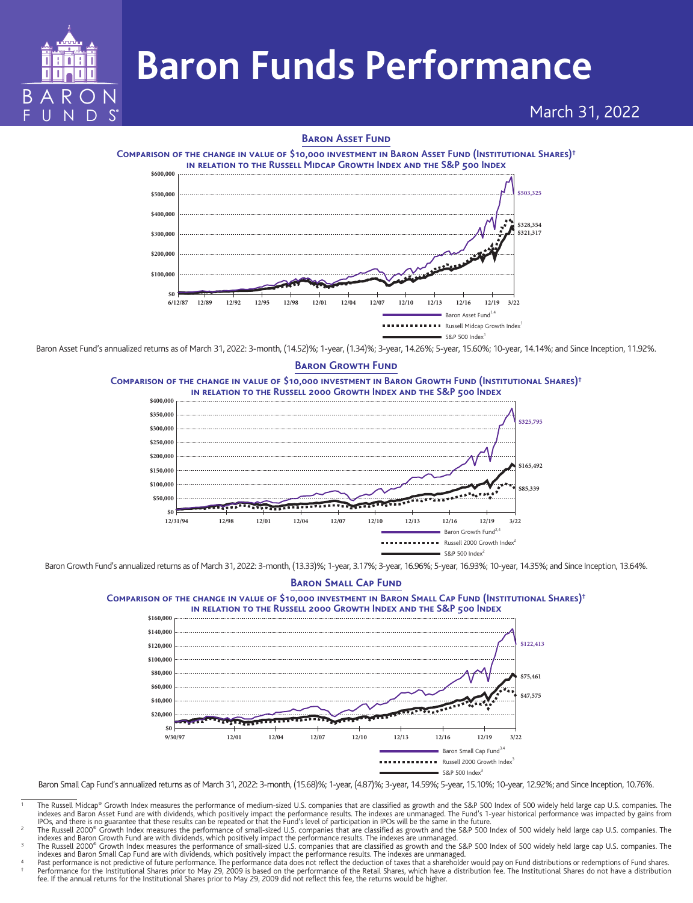# Baron Funds Performance

March 31, 2022

## Baron Asset Fund

**Comparison of the change in value of $10,000 investment in Baron Asset Fund (Institutional Shares)† in relation to the Russell Midcap Growth Index and the S&P 500 Index**

- Baron Asset Fund[1,4]: $503,325
- Russell Midcap Growth Index[1]: $328,354
- S&P 500 Index[1]: $321,317

Baron Asset Fund's annualized returns as of March 31, 2022: 3-month, (14.52)%; 1-year, (1.34)%; 3-year, 14.26%; 5-year, 15.60%; 10-year, 14.14%; and Since Inception, 11.92%.

## Baron Growth Fund

**Comparison of the change in value of $10,000 investment in Baron Growth Fund (Institutional Shares)† in relation to the Russell 2000 Growth Index and the S&P 500 Index**

- Baron Growth Fund[2,4]: $325,795
- S&P 500 Index[2]: $165,492
- Russell 2000 Growth Index[2]: $85,339

Baron Growth Fund's annualized returns as of March 31, 2022: 3-month, (13.33)%; 1-year, 3.17%; 3-year, 16.96%; 5-year, 16.93%; 10-year, 14.35%; and Since Inception, 13.64%.

## Baron Small Cap Fund

**Comparison of the change in value of $10,000 investment in Baron Small Cap Fund (Institutional Shares)† in relation to the Russell 2000 Growth Index and the S&P 500 Index**

- Baron Small Cap Fund[3,4]: $122,413
- S&P 500 Index[3]: $75,461
- Russell 2000 Growth Index[3]: $47,575

Baron Small Cap Fund's annualized returns as of March 31, 2022: 3-month, (15.68)%; 1-year, (4.87)%; 3-year, 14.59%; 5-year, 15.10%; 10-year, 12.92%; and Since Inception, 10.76%.

---

1 The Russell Midcap® Growth Index measures the performance of medium-sized U.S. companies that are classified as growth and the S&P 500 Index of 500 widely held large cap U.S. companies. The indexes and Baron Asset Fund are with dividends, which positively impact the performance results. The indexes are unmanaged. The Fund's 1-year historical performance was impacted by gains from IPOs, and there is no guarantee that these results can be repeated or that the Fund's level of participation in IPOs will be the same in the future.

2 The Russell 2000® Growth Index measures the performance of small-sized U.S. companies that are classified as growth and the S&P 500 Index of 500 widely held large cap U.S. companies. The indexes and Baron Growth Fund are with dividends, which positively impact the performance results. The indexes are unmanaged.

3 The Russell 2000® Growth Index measures the performance of small-sized U.S. companies that are classified as growth and the S&P 500 Index of 500 widely held large cap U.S. companies. The indexes and Baron Small Cap Fund are with dividends, which positively impact the performance results. The indexes are unmanaged.

4 Past performance is not predictive of future performance. The performance data does not reflect the deduction of taxes that a shareholder would pay on Fund distributions or redemptions of Fund shares.

† Performance for the Institutional Shares prior to May 29, 2009 is based on the performance of the Retail Shares, which have a distribution fee. The Institutional Shares do not have a distribution fee. If the annual returns for the Institutional Shares prior to May 29, 2009 did not reflect this fee, the returns would be higher.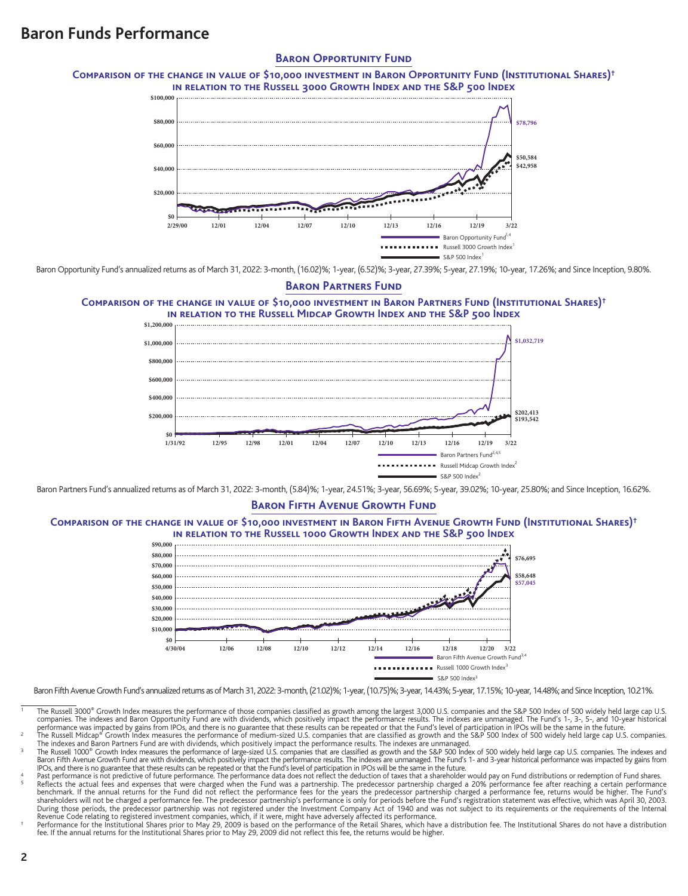# Baron Funds Performance

## Baron Opportunity Fund

### Comparison of the change in value of $10,000 investment in Baron Opportunity Fund (Institutional Shares)† in relation to the Russell 3000 Growth Index and the S&P 500 Index

Baron Opportunity Fund's annualized returns as of March 31, 2022: 3-month, (16.02)%; 1-year, (6.52)%; 3-year, 27.39%; 5-year, 27.19%; 10-year, 17.26%; and Since Inception, 9.80%.

## Baron Partners Fund

### Comparison of the change in value of $10,000 investment in Baron Partners Fund (Institutional Shares)† in relation to the Russell Midcap Growth Index and the S&P 500 Index

Baron Partners Fund's annualized returns as of March 31, 2022: 3-month, (5.84)%; 1-year, 24.51%; 3-year, 56.69%; 5-year, 39.02%; 10-year, 25.80%; and Since Inception, 16.62%.

## Baron Fifth Avenue Growth Fund

### Comparison of the change in value of $10,000 investment in Baron Fifth Avenue Growth Fund (Institutional Shares)† in relation to the Russell 1000 Growth Index and the S&P 500 Index

Baron Fifth Avenue Growth Fund's annualized returns as of March 31, 2022: 3-month, (21.02)%; 1-year, (10.75)%; 3-year, 14.43%; 5-year, 17.15%; 10-year, 14.48%; and Since Inception, 10.21%.

---

[1] The Russell 3000® Growth Index measures the performance of those companies classified as growth among the largest 3,000 U.S. companies and the S&P 500 Index of 500 widely held large cap U.S. companies. The indexes and Baron Opportunity Fund are with dividends, which positively impact the performance results. The indexes are unmanaged. The Fund's 1-, 3-, 5-, and 10-year historical performance was impacted by gains from IPOs, and there is no guarantee that these results can be repeated or that the Fund's level of participation in IPOs will be the same in the future.

[2] The Russell Midcap® Growth Index measures the performance of medium-sized U.S. companies that are classified as growth and the S&P 500 Index of 500 widely held large cap U.S. companies. The indexes and Baron Partners Fund are with dividends, which positively impact the performance results. The indexes are unmanaged.

[3] The Russell 1000® Growth Index measures the performance of large-sized U.S. companies that are classified as growth and the S&P 500 Index of 500 widely held large cap U.S. companies. The indexes and Baron Fifth Avenue Growth Fund are with dividends, which positively impact the performance results. The indexes are unmanaged. The Fund's 1- and 3-year historical performance was impacted by gains from IPOs, and there is no guarantee that these results can be repeated or that the Fund's level of participation in IPOs will be the same in the future.

[4] Past performance is not predictive of future performance. The performance data does not reflect the deduction of taxes that a shareholder would pay on Fund distributions or redemption of Fund shares.

[5] Reflects the actual fees and expenses that were charged when the Fund was a partnership. The predecessor partnership charged a 20% performance fee after reaching a certain performance benchmark. If the annual returns for the Fund did not reflect the performance fees for the years the predecessor partnership charged a performance fee, returns would be higher. The Fund's shareholders will not be charged a performance fee. The predecessor partnership's performance is only for periods before the Fund's registration statement was effective, which was April 30, 2003. During those periods, the predecessor partnership was not registered under the Investment Company Act of 1940 and was not subject to its requirements or the requirements of the Internal Revenue Code relating to registered investment companies, which, if it were, might have adversely affected its performance.

† Performance for the Institutional Shares prior to May 29, 2009 is based on the performance of the Retail Shares, which have a distribution fee. The Institutional Shares do not have a distribution fee. If the annual returns for the Institutional Shares prior to May 29, 2009 did not reflect this fee, the returns would be higher.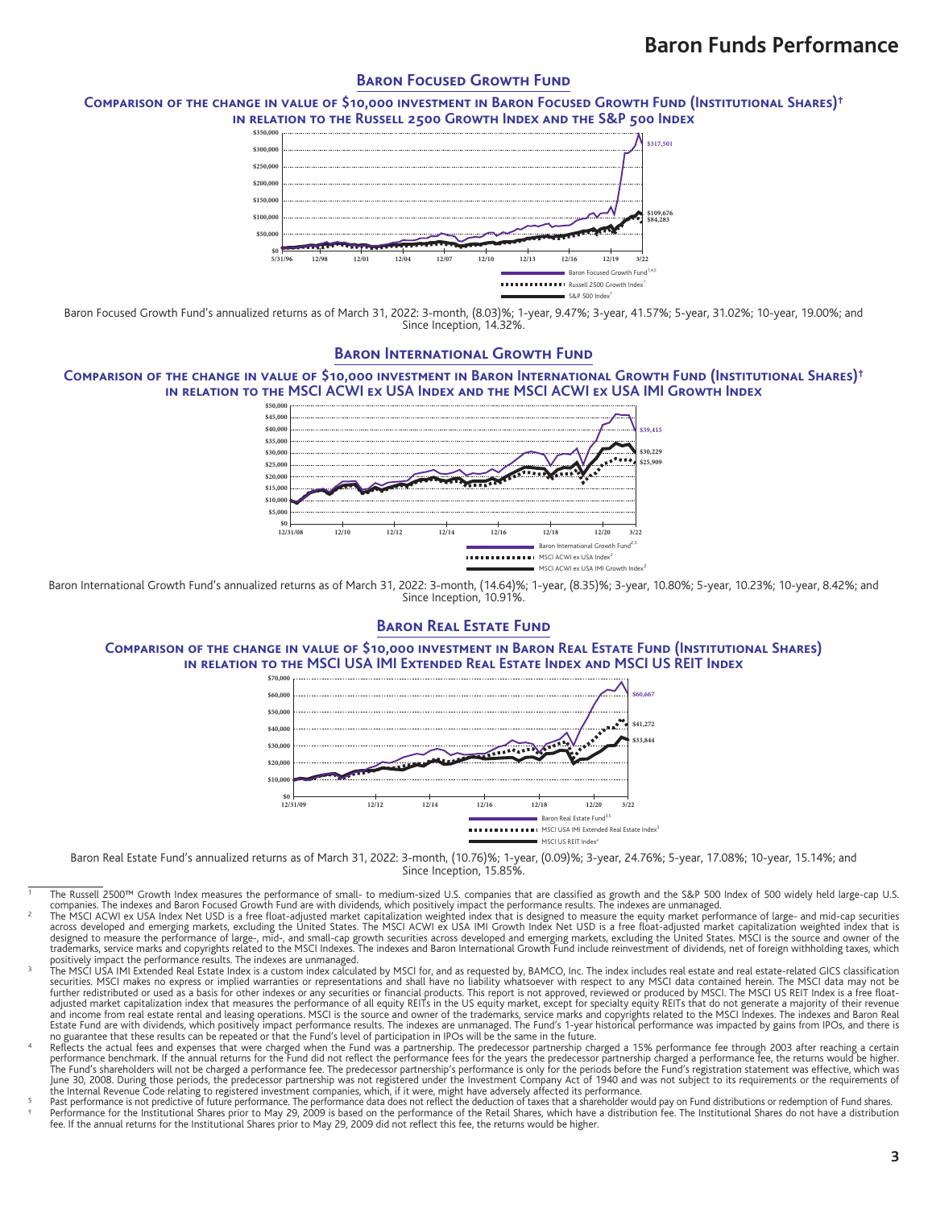# Baron Funds Performance

## Baron Focused Growth Fund

### Comparison of the change in value of $10,000 investment in Baron Focused Growth Fund (Institutional Shares)† in relation to the Russell 2500 Growth Index and the S&P 500 Index

Baron Focused Growth Fund[1,4,5] — $317,501
Russell 2500 Growth Index[1] — $84,283
S&P 500 Index[1] — $109,676

Baron Focused Growth Fund's annualized returns as of March 31, 2022: 3-month, (8.03)%; 1-year, 9.47%; 3-year, 41.57%; 5-year, 31.02%; 10-year, 19.00%; and Since Inception, 14.32%.

## Baron International Growth Fund

### Comparison of the change in value of $10,000 investment in Baron International Growth Fund (Institutional Shares)† in relation to the MSCI ACWI ex USA Index and the MSCI ACWI ex USA IMI Growth Index

Baron International Growth Fund[2,5] — $39,415
MSCI ACWI ex USA Index[2] — $25,909
MSCI ACWI ex USA IMI Growth Index[2] — $30,229

Baron International Growth Fund's annualized returns as of March 31, 2022: 3-month, (14.64)%; 1-year, (8.35)%; 3-year, 10.80%; 5-year, 10.23%; 10-year, 8.42%; and Since Inception, 10.91%.

## Baron Real Estate Fund

### Comparison of the change in value of $10,000 investment in Baron Real Estate Fund (Institutional Shares) in relation to the MSCI USA IMI Extended Real Estate Index and MSCI US REIT Index

Baron Real Estate Fund[3,5] — $60,667
MSCI USA IMI Extended Real Estate Index[3] — $41,272
MSCI US REIT Index[3] — $33,844

Baron Real Estate Fund's annualized returns as of March 31, 2022: 3-month, (10.76)%; 1-year, (0.09)%; 3-year, 24.76%; 5-year, 17.08%; 10-year, 15.14%; and Since Inception, 15.85%.

---

[1] The Russell 2500™ Growth Index measures the performance of small- to medium-sized U.S. companies that are classified as growth and the S&P 500 Index of 500 widely held large-cap U.S. companies. The indexes and Baron Focused Growth Fund are with dividends, which positively impact the performance results. The indexes are unmanaged.

[2] The MSCI ACWI ex USA Index Net USD is a free float-adjusted market capitalization weighted index that is designed to measure the equity market performance of large- and mid-cap securities across developed and emerging markets, excluding the United States. The MSCI ACWI ex USA IMI Growth Index Net USD is a free float-adjusted market capitalization weighted index that is designed to measure the performance of large-, mid-, and small-cap growth securities across developed and emerging markets, excluding the United States. MSCI is the source and owner of the trademarks, service marks and copyrights related to the MSCI Indexes. The indexes and Baron International Growth Fund include reinvestment of dividends, net of foreign withholding taxes, which positively impact the performance results. The indexes are unmanaged.

[3] The MSCI USA IMI Extended Real Estate Index is a custom index calculated by MSCI for, and as requested by, BAMCO, Inc. The index includes real estate and real estate-related GICS classification securities. MSCI makes no express or implied warranties or representations and shall have no liability whatsoever with respect to any MSCI data contained herein. The MSCI data may not be further redistributed or used as a basis for other indexes or any securities or financial products. This report is not approved, reviewed or produced by MSCI. The MSCI US REIT Index is a free float-adjusted market capitalization index that measures the performance of all equity REITs in the US equity market, except for specialty equity REITs that do not generate a majority of their revenue and income from real estate rental and leasing operations. MSCI is the source and owner of the trademarks, service marks and copyrights related to the MSCI Indexes. The indexes and Baron Real Estate Fund are with dividends, which positively impact performance results. The indexes are unmanaged. The Fund's 1-year historical performance was impacted by gains from IPOs, and there is no guarantee that these results can be repeated or that the Fund's level of participation in IPOs will be the same in the future.

[4] Reflects the actual fees and expenses that were charged when the Fund was a partnership. The predecessor partnership charged a 15% performance fee through 2003 after reaching a certain performance benchmark. If the annual returns for the Fund did not reflect the performance fees for the years the predecessor partnership charged a performance fee, the returns would be higher. The Fund's shareholders will not be charged a performance fee. The predecessor partnership's performance is only for the periods before the Fund's registration statement was effective, which was June 30, 2008. During those periods, the predecessor partnership was not registered under the Investment Company Act of 1940 and was not subject to its requirements or the requirements of the Internal Revenue Code relating to registered investment companies, which, if it were, might have adversely affected its performance.

[5] Past performance is not predictive of future performance. The performance data does not reflect the deduction of taxes that a shareholder would pay on Fund distributions or redemption of Fund shares.

† Performance for the Institutional Shares prior to May 29, 2009 is based on the performance of the Retail Shares, which have a distribution fee. The Institutional Shares do not have a distribution fee. If the annual returns for the Institutional Shares prior to May 29, 2009 did not reflect this fee, the returns would be higher.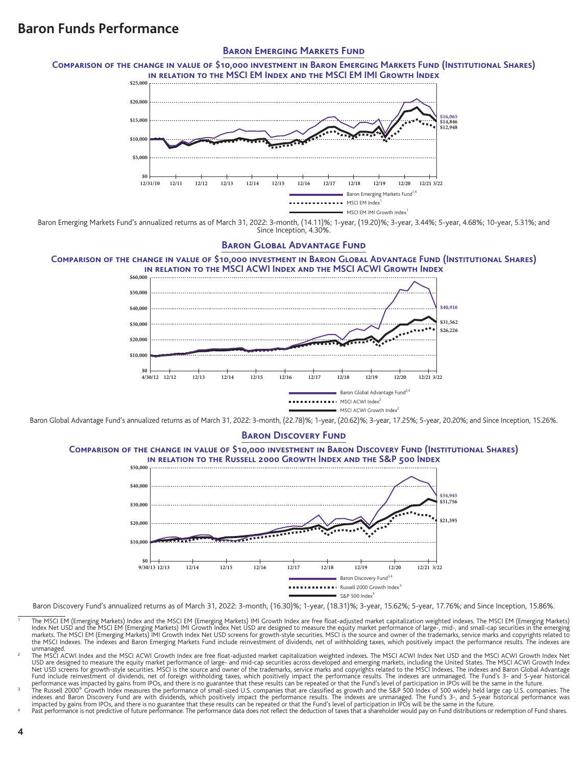# Baron Funds Performance

## Baron Emerging Markets Fund

### Comparison of the change in value of $10,000 investment in Baron Emerging Markets Fund (Institutional Shares) in relation to the MSCI EM Index and the MSCI EM IMI Growth Index

Baron Emerging Markets Fund[1,4]: $16,065
MSCI EM IMI Growth Index[1]: $14,846
MSCI EM Index[1]: $12,948

Baron Emerging Markets Fund's annualized returns as of March 31, 2022: 3-month, (14.11)%; 1-year, (19.20)%; 3-year, 3.44%; 5-year, 4.68%; 10-year, 5.31%; and Since Inception, 4.30%.

## Baron Global Advantage Fund

### Comparison of the change in value of $10,000 investment in Baron Global Advantage Fund (Institutional Shares) in relation to the MSCI ACWI Index and the MSCI ACWI Growth Index

Baron Global Advantage Fund[2,4]: $40,910
MSCI ACWI Growth Index[2]: $31,562
MSCI ACWI Index[2]: $26,226

Baron Global Advantage Fund's annualized returns as of March 31, 2022: 3-month, (22.78)%; 1-year, (20.62)%; 3-year, 17.25%; 5-year, 20.20%; and Since Inception, 15.26%.

## Baron Discovery Fund

### Comparison of the change in value of $10,000 investment in Baron Discovery Fund (Institutional Shares) in relation to the Russell 2000 Growth Index and the S&P 500 Index

Baron Discovery Fund[3,4]: $34,945
S&P 500 Index[3]: $31,756
Russell 2000 Growth Index[3]: $21,595

Baron Discovery Fund's annualized returns as of March 31, 2022: 3-month, (16.30)%; 1-year, (18.31)%; 3-year, 15.62%; 5-year, 17.76%; and Since Inception, 15.86%.

---

1 The MSCI EM (Emerging Markets) Index and the MSCI EM (Emerging Markets) IMI Growth Index are free float-adjusted market capitalization weighted indexes. The MSCI EM (Emerging Markets) Index Net USD and the MSCI EM (Emerging Markets) IMI Growth Index Net USD are designed to measure the equity market performance of large-, mid-, and small-cap securities in the emerging markets. The MSCI EM (Emerging Markets) IMI Growth Index Net USD screens for growth-style securities. MSCI is the source and owner of the trademarks, service marks and copyrights related to the MSCI Indexes. The indexes and Baron Emerging Markets Fund include reinvestment of dividends, net of withholding taxes, which positively impact the performance results. The indexes are unmanaged.

2 The MSCI ACWI Index and the MSCI ACWI Growth Index are free float-adjusted market capitalization weighted indexes. The MSCI ACWI Index Net USD and the MSCI ACWI Growth Index Net USD are designed to measure the equity market performance of large- and mid-cap securities across developed and emerging markets, including the United States. The MSCI ACWI Growth Index Net USD screens for growth-style securities. MSCI is the source and owner of the trademarks, service marks and copyrights related to the MSCI Indexes. The indexes and Baron Global Advantage Fund include reinvestment of dividends, net of foreign withholding taxes, which positively impact the performance results. The indexes are unmanaged. The Fund's 3- and 5-year historical performance was impacted by gains from IPOs, and there is no guarantee that these results can be repeated or that the Fund's level of participation in IPOs will be the same in the future.

3 The Russell 2000® Growth Index measures the performance of small-sized U.S. companies that are classified as growth and the S&P 500 Index of 500 widely held large cap U.S. companies. The indexes and Baron Discovery Fund are with dividends, which positively impact the performance results. The indexes are unmanaged. The Fund's 3-, and 5-year historical performance was impacted by gains from IPOs, and there is no guarantee that these results can be repeated or that the Fund's level of participation in IPOs will be the same in the future.

4 Past performance is not predictive of future performance. The performance data does not reflect the deduction of taxes that a shareholder would pay on Fund distributions or redemption of Fund shares.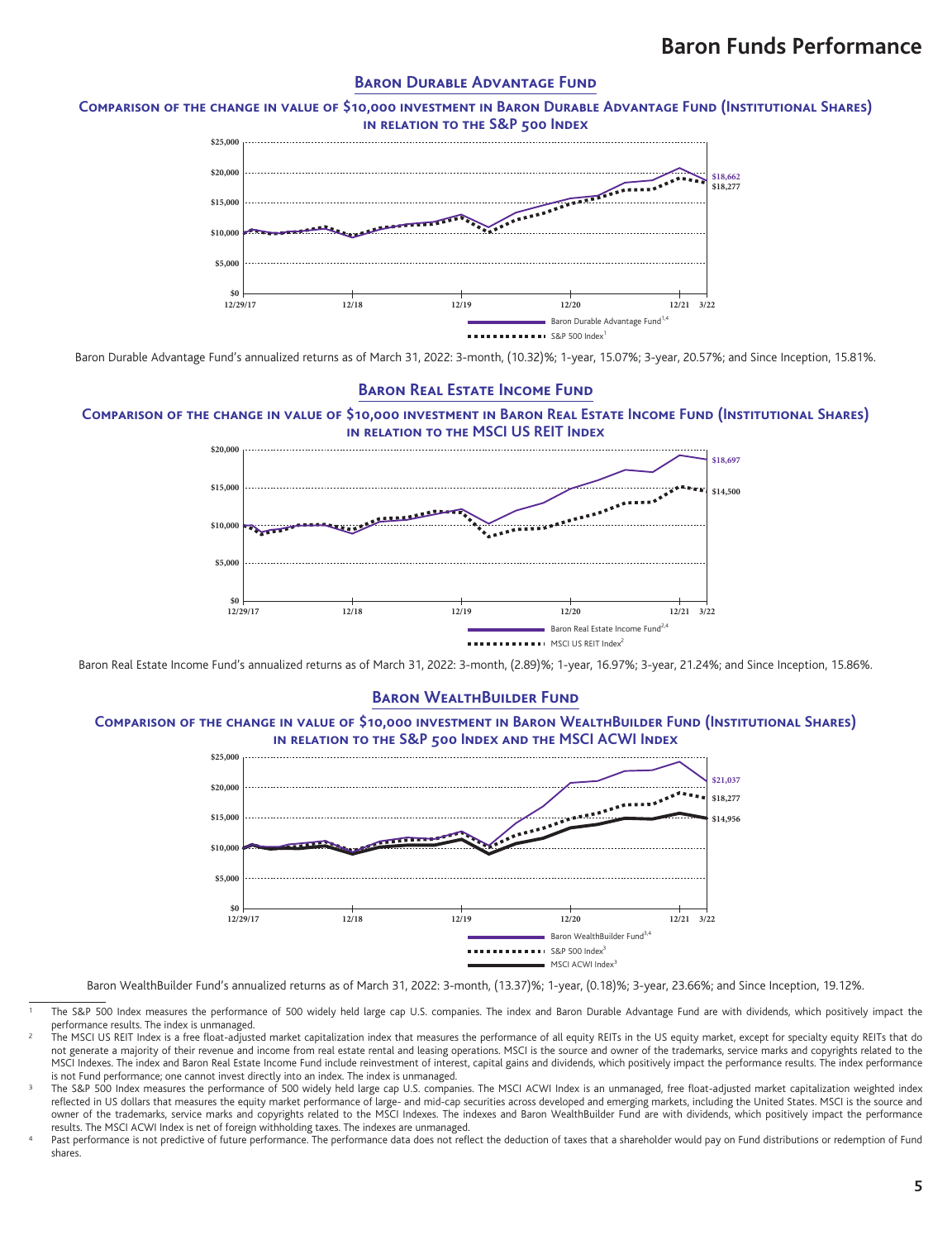## Baron Durable Advantage Fund

### Comparison of the change in value of $10,000 investment in Baron Durable Advantage Fund (Institutional Shares) in relation to the S&P 500 Index

$25,000
$20,000
$15,000
$10,000
$5,000
$0

12/29/17 | 12/18 | 12/19 | 12/20 | 12/21 | 3/22

$18,662
$18,277

Baron Durable Advantage Fund[1,4]
S&P 500 Index[1]

Baron Durable Advantage Fund's annualized returns as of March 31, 2022: 3-month, (10.32)%; 1-year, 15.07%; 3-year, 20.57%; and Since Inception, 15.81%.

## Baron Real Estate Income Fund

### Comparison of the change in value of $10,000 investment in Baron Real Estate Income Fund (Institutional Shares) in relation to the MSCI US REIT Index

$20,000
$15,000
$10,000
$5,000
$0

12/29/17 | 12/18 | 12/19 | 12/20 | 12/21 | 3/22

$18,697
$14,500

Baron Real Estate Income Fund[2,4]
MSCI US REIT Index[2]

Baron Real Estate Income Fund's annualized returns as of March 31, 2022: 3-month, (2.89)%; 1-year, 16.97%; 3-year, 21.24%; and Since Inception, 15.86%.

## Baron WealthBuilder Fund

### Comparison of the change in value of $10,000 investment in Baron WealthBuilder Fund (Institutional Shares) in relation to the S&P 500 Index and the MSCI ACWI Index

$25,000
$20,000
$15,000
$10,000
$5,000
$0

12/29/17 | 12/18 | 12/19 | 12/20 | 12/21 | 3/22

$21,037
$18,277
$14,956

Baron WealthBuilder Fund[3,4]
S&P 500 Index[3]
MSCI ACWI Index[3]

Baron WealthBuilder Fund's annualized returns as of March 31, 2022: 3-month, (13.37)%; 1-year, (0.18)%; 3-year, 23.66%; and Since Inception, 19.12%.

---

1 The S&P 500 Index measures the performance of 500 widely held large cap U.S. companies. The index and Baron Durable Advantage Fund are with dividends, which positively impact the performance results. The index is unmanaged.

2 The MSCI US REIT Index is a free float-adjusted market capitalization index that measures the performance of all equity REITs in the US equity market, except for specialty equity REITs that do not generate a majority of their revenue and income from real estate rental and leasing operations. MSCI is the source and owner of the trademarks, service marks and copyrights related to the MSCI Indexes. The index and Baron Real Estate Income Fund include reinvestment of interest, capital gains and dividends, which positively impact the performance results. The index performance is not Fund performance; one cannot invest directly into an index. The index is unmanaged.

3 The S&P 500 Index measures the performance of 500 widely held large cap U.S. companies. The MSCI ACWI Index is an unmanaged, free float-adjusted market capitalization weighted index reflected in US dollars that measures the equity market performance of large- and mid-cap securities across developed and emerging markets, including the United States. MSCI is the source and owner of the trademarks, service marks and copyrights related to the MSCI Indexes. The indexes and Baron WealthBuilder Fund are with dividends, which positively impact the performance results. The MSCI ACWI Index is net of foreign withholding taxes. The indexes are unmanaged.

4 Past performance is not predictive of future performance. The performance data does not reflect the deduction of taxes that a shareholder would pay on Fund distributions or redemption of Fund shares.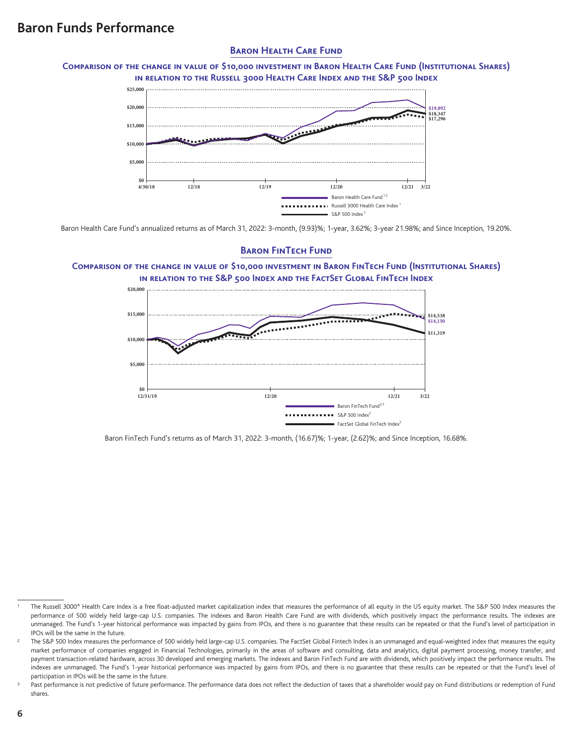# Baron Funds Performance

## Baron Health Care Fund

### Comparison of the change in value of $10,000 investment in Baron Health Care Fund (Institutional Shares) in relation to the Russell 3000 Health Care Index and the S&P 500 Index

Baron Health Care Fund's annualized returns as of March 31, 2022: 3-month, (9.93)%; 1-year, 3.62%; 3-year 21.98%; and Since Inception, 19.20%.

## Baron FinTech Fund

### Comparison of the change in value of $10,000 investment in Baron FinTech Fund (Institutional Shares) in relation to the S&P 500 Index and the FactSet Global FinTech Index

Baron FinTech Fund's returns as of March 31, 2022: 3-month, (16.67)%; 1-year, (2.62)%; and Since Inception, 16.68%.

---

1 The Russell 3000® Health Care Index is a free float-adjusted market capitalization index that measures the performance of all equity in the US equity market. The S&P 500 Index measures the performance of 500 widely held large-cap U.S. companies. The indexes and Baron Health Care Fund are with dividends, which positively impact the performance results. The indexes are unmanaged. The Fund's 1-year historical performance was impacted by gains from IPOs, and there is no guarantee that these results can be repeated or that the Fund's level of participation in IPOs will be the same in the future.

2 The S&P 500 Index measures the performance of 500 widely held large-cap U.S. companies. The FactSet Global Fintech Index is an unmanaged and equal-weighted index that measures the equity market performance of companies engaged in Financial Technologies, primarily in the areas of software and consulting, data and analytics, digital payment processing, money transfer, and payment transaction-related hardware, across 30 developed and emerging markets. The indexes and Baron FinTech Fund are with dividends, which positively impact the performance results. The indexes are unmanaged. The Fund's 1-year historical performance was impacted by gains from IPOs, and there is no guarantee that these results can be repeated or that the Fund's level of participation in IPOs will be the same in the future.

3 Past performance is not predictive of future performance. The performance data does not reflect the deduction of taxes that a shareholder would pay on Fund distributions or redemption of Fund shares.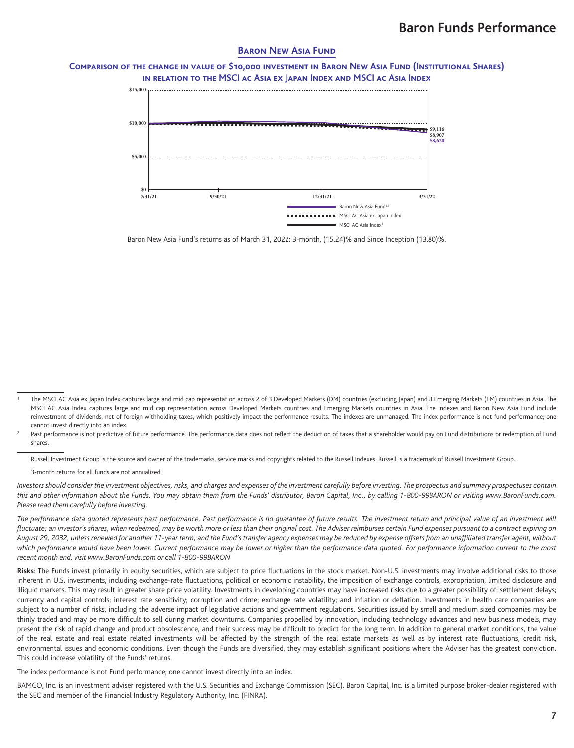## Baron New Asia Fund

### Comparison of the change in value of $10,000 investment in Baron New Asia Fund (Institutional Shares) in relation to the MSCI AC Asia ex Japan Index and MSCI AC Asia Index

$15,000
$10,000
$5,000
$0

7/31/21 9/30/21 12/31/21 3/31/22

$9,116
$8,907
$8,620

Baron New Asia Fund[1,2]
MSCI AC Asia ex Japan Index[1]
MSCI AC Asia Index[1]

Baron New Asia Fund's returns as of March 31, 2022: 3-month, (15.24)% and Since Inception (13.80)%.

---

[1] The MSCI AC Asia ex Japan Index captures large and mid cap representation across 2 of 3 Developed Markets (DM) countries (excluding Japan) and 8 Emerging Markets (EM) countries in Asia. The MSCI AC Asia Index captures large and mid cap representation across Developed Markets countries and Emerging Markets countries in Asia. The indexes and Baron New Asia Fund include reinvestment of dividends, net of foreign withholding taxes, which positively impact the performance results. The indexes are unmanaged. The index performance is not fund performance; one cannot invest directly into an index.

[2] Past performance is not predictive of future performance. The performance data does not reflect the deduction of taxes that a shareholder would pay on Fund distributions or redemption of Fund shares.

---

Russell Investment Group is the source and owner of the trademarks, service marks and copyrights related to the Russell Indexes. Russell is a trademark of Russell Investment Group.

3-month returns for all funds are not annualized.

*Investors should consider the investment objectives, risks, and charges and expenses of the investment carefully before investing. The prospectus and summary prospectuses contain this and other information about the Funds. You may obtain them from the Funds' distributor, Baron Capital, Inc., by calling 1-800-99BARON or visiting www.BaronFunds.com. Please read them carefully before investing.*

*The performance data quoted represents past performance. Past performance is no guarantee of future results. The investment return and principal value of an investment will fluctuate; an investor's shares, when redeemed, may be worth more or less than their original cost. The Adviser reimburses certain Fund expenses pursuant to a contract expiring on August 29, 2032, unless renewed for another 11-year term, and the Fund's transfer agency expenses may be reduced by expense offsets from an unaffiliated transfer agent, without which performance would have been lower. Current performance may be lower or higher than the performance data quoted. For performance information current to the most recent month end, visit www.BaronFunds.com or call 1-800-99BARON*

**Risks**: The Funds invest primarily in equity securities, which are subject to price fluctuations in the stock market. Non-U.S. investments may involve additional risks to those inherent in U.S. investments, including exchange-rate fluctuations, political or economic instability, the imposition of exchange controls, expropriation, limited disclosure and illiquid markets. This may result in greater share price volatility. Investments in developing countries may have increased risks due to a greater possibility of: settlement delays; currency and capital controls; interest rate sensitivity; corruption and crime; exchange rate volatility; and inflation or deflation. Investments in health care companies are subject to a number of risks, including the adverse impact of legislative actions and government regulations. Securities issued by small and medium sized companies may be thinly traded and may be more difficult to sell during market downturns. Companies propelled by innovation, including technology advances and new business models, may present the risk of rapid change and product obsolescence, and their success may be difficult to predict for the long term. In addition to general market conditions, the value of the real estate and real estate related investments will be affected by the strength of the real estate markets as well as by interest rate fluctuations, credit risk, environmental issues and economic conditions. Even though the Funds are diversified, they may establish significant positions where the Adviser has the greatest conviction. This could increase volatility of the Funds' returns.

The index performance is not Fund performance; one cannot invest directly into an index.

BAMCO, Inc. is an investment adviser registered with the U.S. Securities and Exchange Commission (SEC). Baron Capital, Inc. is a limited purpose broker-dealer registered with the SEC and member of the Financial Industry Regulatory Authority, Inc. (FINRA).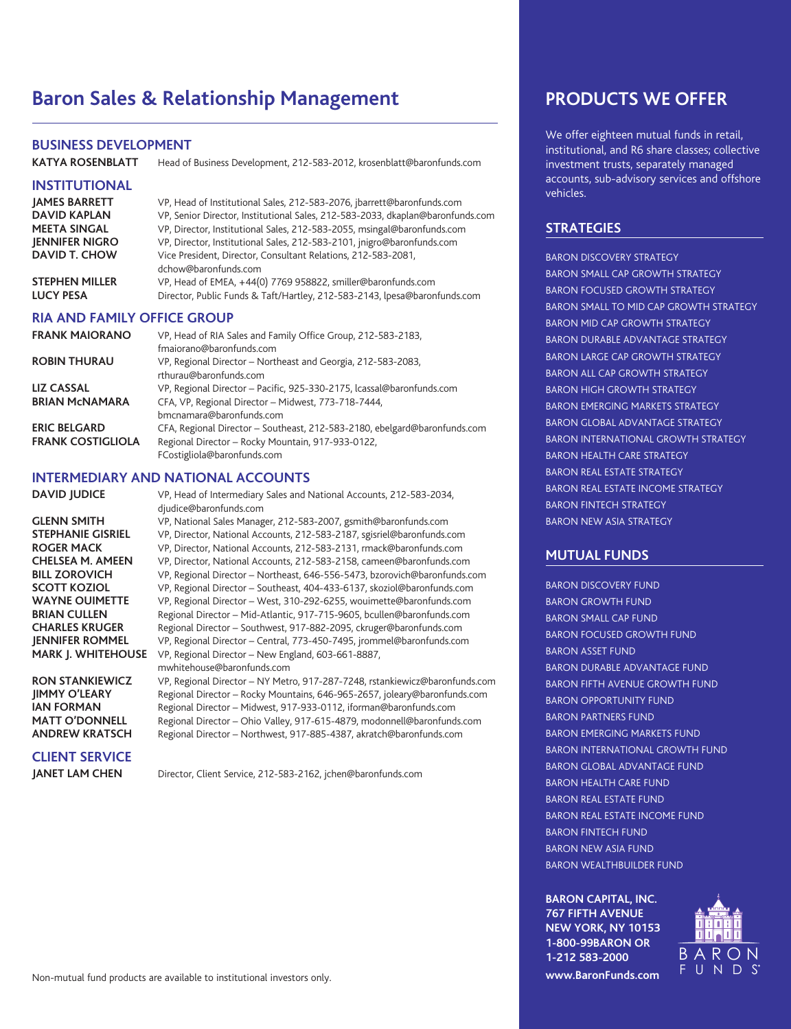# Baron Sales & Relationship Management

## BUSINESS DEVELOPMENT

**KATYA ROSENBLATT** Head of Business Development, 212-583-2012, krosenblatt@baronfunds.com

## INSTITUTIONAL

**JAMES BARRETT** VP, Head of Institutional Sales, 212-583-2076, jbarrett@baronfunds.com
**DAVID KAPLAN** VP, Senior Director, Institutional Sales, 212-583-2033, dkaplan@baronfunds.com
**MEETA SINGAL** VP, Director, Institutional Sales, 212-583-2055, msingal@baronfunds.com
**JENNIFER NIGRO** VP, Director, Institutional Sales, 212-583-2101, jnigro@baronfunds.com
**DAVID T. CHOW** Vice President, Director, Consultant Relations, 212-583-2081, dchow@baronfunds.com
**STEPHEN MILLER** VP, Head of EMEA, +44(0) 7769 958822, smiller@baronfunds.com
**LUCY PESA** Director, Public Funds & Taft/Hartley, 212-583-2143, lpesa@baronfunds.com

## RIA AND FAMILY OFFICE GROUP

**FRANK MAIORANO** VP, Head of RIA Sales and Family Office Group, 212-583-2183, fmaiorano@baronfunds.com
**ROBIN THURAU** VP, Regional Director – Northeast and Georgia, 212-583-2083, rthurau@baronfunds.com
**LIZ CASSAL** VP, Regional Director – Pacific, 925-330-2175, lcassal@baronfunds.com
**BRIAN McNAMARA** CFA, VP, Regional Director – Midwest, 773-718-7444, bmcnamara@baronfunds.com
**ERIC BELGARD** CFA, Regional Director – Southeast, 212-583-2180, ebelgard@baronfunds.com
**FRANK COSTIGLIOLA** Regional Director – Rocky Mountain, 917-933-0122, FCostigliola@baronfunds.com

## INTERMEDIARY AND NATIONAL ACCOUNTS

**DAVID JUDICE** VP, Head of Intermediary Sales and National Accounts, 212-583-2034, djudice@baronfunds.com
**GLENN SMITH** VP, National Sales Manager, 212-583-2007, gsmith@baronfunds.com
**STEPHANIE GISRIEL** VP, Director, National Accounts, 212-583-2187, sgisriel@baronfunds.com
**ROGER MACK** VP, Director, National Accounts, 212-583-2131, rmack@baronfunds.com
**CHELSEA M. AMEEN** VP, Director, National Accounts, 212-583-2158, cameen@baronfunds.com
**BILL ZOROVICH** VP, Regional Director – Northeast, 646-556-5473, bzorovich@baronfunds.com
**SCOTT KOZIOL** VP, Regional Director – Southeast, 404-433-6137, skoziol@baronfunds.com
**WAYNE OUIMETTE** VP, Regional Director – West, 310-292-6255, wouimette@baronfunds.com
**BRIAN CULLEN** Regional Director – Mid-Atlantic, 917-715-9605, bcullen@baronfunds.com
**CHARLES KRUGER** Regional Director – Southwest, 917-882-2095, ckruger@baronfunds.com
**JENNIFER ROMMEL** VP, Regional Director – Central, 773-450-7495, jrommel@baronfunds.com
**MARK J. WHITEHOUSE** VP, Regional Director – New England, 603-661-8887, mwhitehouse@baronfunds.com
**RON STANKIEWICZ** VP, Regional Director – NY Metro, 917-287-7248, rstankiewicz@baronfunds.com
**JIMMY O'LEARY** Regional Director – Rocky Mountains, 646-965-2657, joleary@baronfunds.com
**IAN FORMAN** Regional Director – Midwest, 917-933-0112, iforman@baronfunds.com
**MATT O'DONNELL** Regional Director – Ohio Valley, 917-615-4879, modonnell@baronfunds.com
**ANDREW KRATSCH** Regional Director – Northwest, 917-885-4387, akratch@baronfunds.com

## CLIENT SERVICE

**JANET LAM CHEN** Director, Client Service, 212-583-2162, jchen@baronfunds.com

Non-mutual fund products are available to institutional investors only.

# PRODUCTS WE OFFER

We offer eighteen mutual funds in retail, institutional, and R6 share classes; collective investment trusts, separately managed accounts, sub-advisory services and offshore vehicles.

## STRATEGIES

BARON DISCOVERY STRATEGY
BARON SMALL CAP GROWTH STRATEGY
BARON FOCUSED GROWTH STRATEGY
BARON SMALL TO MID CAP GROWTH STRATEGY
BARON MID CAP GROWTH STRATEGY
BARON DURABLE ADVANTAGE STRATEGY
BARON LARGE CAP GROWTH STRATEGY
BARON ALL CAP GROWTH STRATEGY
BARON HIGH GROWTH STRATEGY
BARON EMERGING MARKETS STRATEGY
BARON GLOBAL ADVANTAGE STRATEGY
BARON INTERNATIONAL GROWTH STRATEGY
BARON HEALTH CARE STRATEGY
BARON REAL ESTATE STRATEGY
BARON REAL ESTATE INCOME STRATEGY
BARON FINTECH STRATEGY
BARON NEW ASIA STRATEGY

## MUTUAL FUNDS

BARON DISCOVERY FUND
BARON GROWTH FUND
BARON SMALL CAP FUND
BARON FOCUSED GROWTH FUND
BARON ASSET FUND
BARON DURABLE ADVANTAGE FUND
BARON FIFTH AVENUE GROWTH FUND
BARON OPPORTUNITY FUND
BARON PARTNERS FUND
BARON EMERGING MARKETS FUND
BARON INTERNATIONAL GROWTH FUND
BARON GLOBAL ADVANTAGE FUND
BARON HEALTH CARE FUND
BARON REAL ESTATE FUND
BARON REAL ESTATE INCOME FUND
BARON FINTECH FUND
BARON NEW ASIA FUND
BARON WEALTHBUILDER FUND

**BARON CAPITAL, INC.**
**767 FIFTH AVENUE**
**NEW YORK, NY 10153**
**1-800-99BARON OR**
**1-212 583-2000**
**www.BaronFunds.com**

BARON FUNDS®